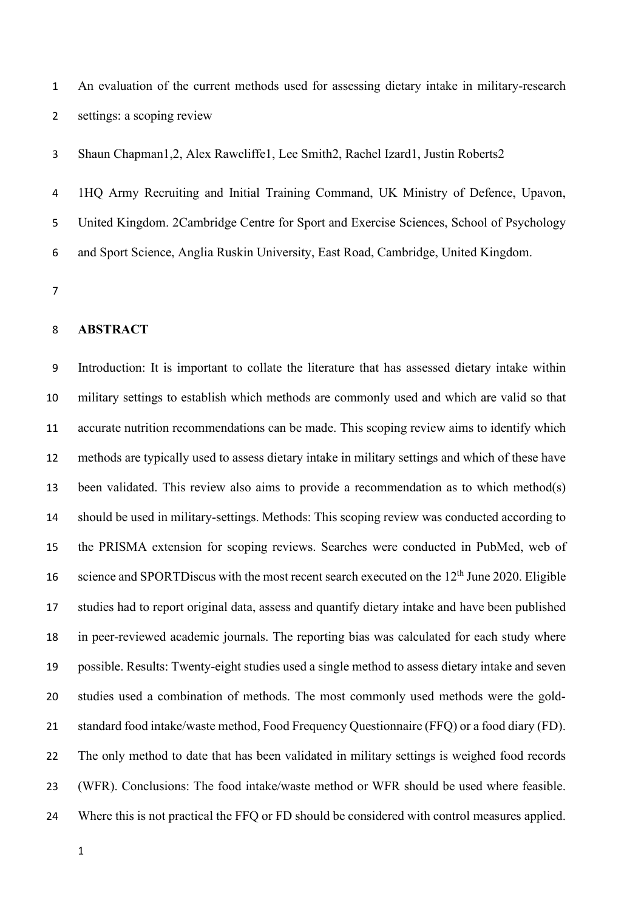# An evaluation of the current methods used for assessing dietary intake in military-research settings: a scoping review

Shaun Chapman[1,2], Alex Rawcliffe[1], Lee Smith[2], Rachel Izard[1], Justin Roberts[2]

[1]HQ Army Recruiting and Initial Training Command, UK Ministry of Defence, Upavon, United Kingdom. [2]Cambridge Centre for Sport and Exercise Sciences, School of Psychology and Sport Science, Anglia Ruskin University, East Road, Cambridge, United Kingdom.

## ABSTRACT

Introduction: It is important to collate the literature that has assessed dietary intake within military settings to establish which methods are commonly used and which are valid so that accurate nutrition recommendations can be made. This scoping review aims to identify which methods are typically used to assess dietary intake in military settings and which of these have been validated. This review also aims to provide a recommendation as to which method(s) should be used in military-settings. Methods: This scoping review was conducted according to the PRISMA extension for scoping reviews. Searches were conducted in PubMed, web of science and SPORTDiscus with the most recent search executed on the 12th June 2020. Eligible studies had to report original data, assess and quantify dietary intake and have been published in peer-reviewed academic journals. The reporting bias was calculated for each study where possible. Results: Twenty-eight studies used a single method to assess dietary intake and seven studies used a combination of methods. The most commonly used methods were the gold-standard food intake/waste method, Food Frequency Questionnaire (FFQ) or a food diary (FD). The only method to date that has been validated in military settings is weighed food records (WFR). Conclusions: The food intake/waste method or WFR should be used where feasible. Where this is not practical the FFQ or FD should be considered with control measures applied.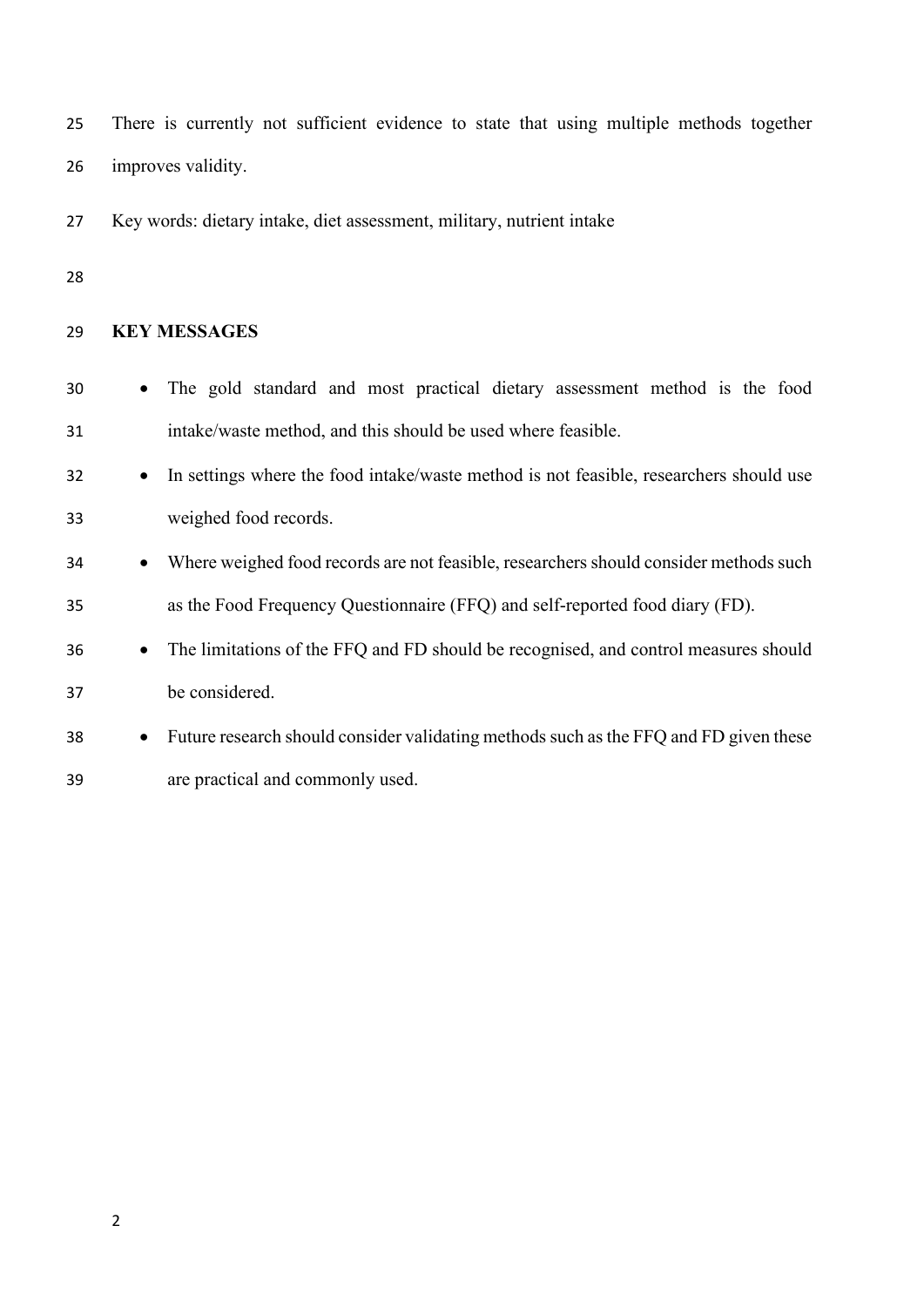There is currently not sufficient evidence to state that using multiple methods together improves validity.

Key words: dietary intake, diet assessment, military, nutrient intake

## KEY MESSAGES

- The gold standard and most practical dietary assessment method is the food intake/waste method, and this should be used where feasible.
- In settings where the food intake/waste method is not feasible, researchers should use weighed food records.
- Where weighed food records are not feasible, researchers should consider methods such as the Food Frequency Questionnaire (FFQ) and self-reported food diary (FD).
- The limitations of the FFQ and FD should be recognised, and control measures should be considered.
- Future research should consider validating methods such as the FFQ and FD given these are practical and commonly used.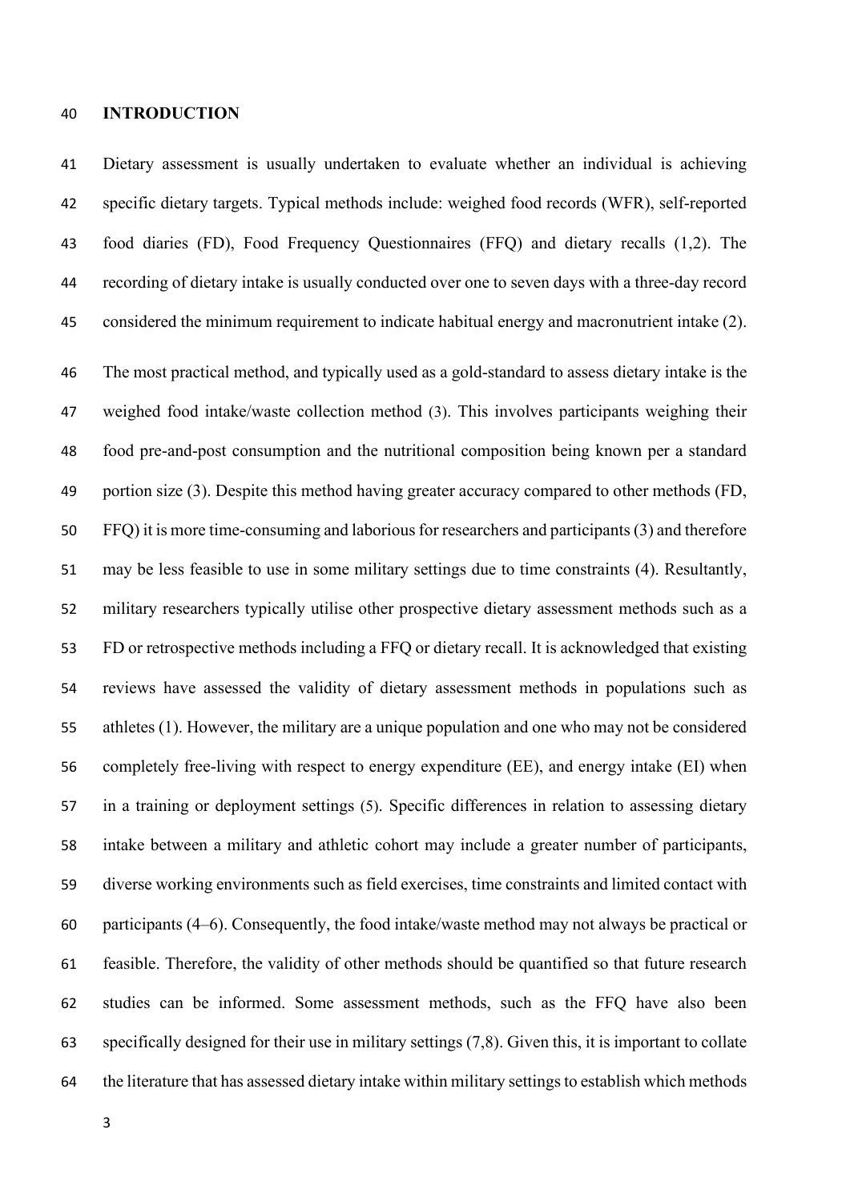## INTRODUCTION

Dietary assessment is usually undertaken to evaluate whether an individual is achieving specific dietary targets. Typical methods include: weighed food records (WFR), self-reported food diaries (FD), Food Frequency Questionnaires (FFQ) and dietary recalls (1,2). The recording of dietary intake is usually conducted over one to seven days with a three-day record considered the minimum requirement to indicate habitual energy and macronutrient intake (2).

The most practical method, and typically used as a gold-standard to assess dietary intake is the weighed food intake/waste collection method (3). This involves participants weighing their food pre-and-post consumption and the nutritional composition being known per a standard portion size (3). Despite this method having greater accuracy compared to other methods (FD, FFQ) it is more time-consuming and laborious for researchers and participants (3) and therefore may be less feasible to use in some military settings due to time constraints (4). Resultantly, military researchers typically utilise other prospective dietary assessment methods such as a FD or retrospective methods including a FFQ or dietary recall. It is acknowledged that existing reviews have assessed the validity of dietary assessment methods in populations such as athletes (1). However, the military are a unique population and one who may not be considered completely free-living with respect to energy expenditure (EE), and energy intake (EI) when in a training or deployment settings (5). Specific differences in relation to assessing dietary intake between a military and athletic cohort may include a greater number of participants, diverse working environments such as field exercises, time constraints and limited contact with participants (4–6). Consequently, the food intake/waste method may not always be practical or feasible. Therefore, the validity of other methods should be quantified so that future research studies can be informed. Some assessment methods, such as the FFQ have also been specifically designed for their use in military settings (7,8). Given this, it is important to collate the literature that has assessed dietary intake within military settings to establish which methods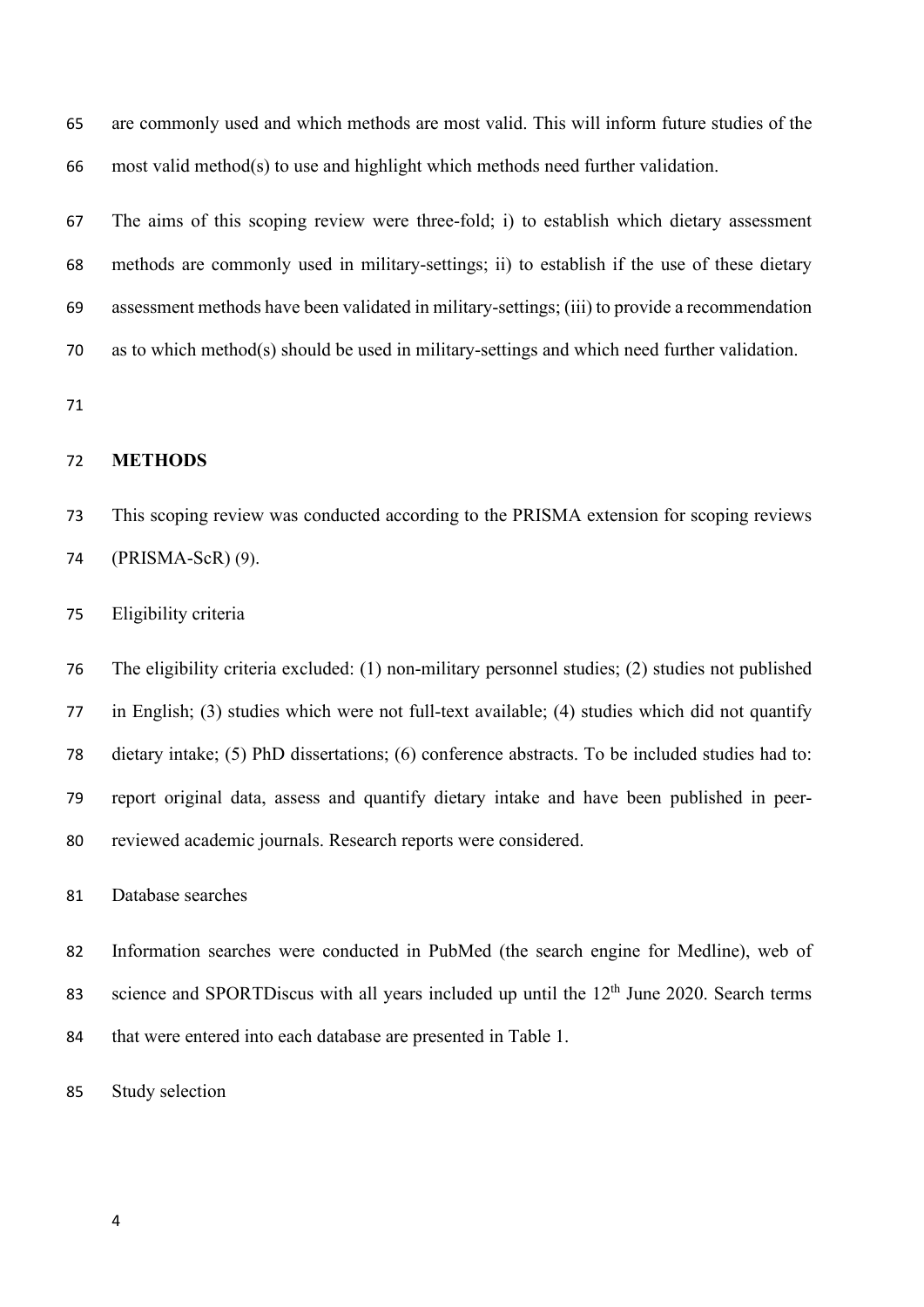are commonly used and which methods are most valid. This will inform future studies of the most valid method(s) to use and highlight which methods need further validation.

The aims of this scoping review were three-fold; i) to establish which dietary assessment methods are commonly used in military-settings; ii) to establish if the use of these dietary assessment methods have been validated in military-settings; (iii) to provide a recommendation as to which method(s) should be used in military-settings and which need further validation.

## METHODS

This scoping review was conducted according to the PRISMA extension for scoping reviews (PRISMA-ScR) (9).

### Eligibility criteria

The eligibility criteria excluded: (1) non-military personnel studies; (2) studies not published in English; (3) studies which were not full-text available; (4) studies which did not quantify dietary intake; (5) PhD dissertations; (6) conference abstracts. To be included studies had to: report original data, assess and quantify dietary intake and have been published in peer-reviewed academic journals. Research reports were considered.

### Database searches

Information searches were conducted in PubMed (the search engine for Medline), web of science and SPORTDiscus with all years included up until the 12th June 2020. Search terms that were entered into each database are presented in Table 1.

### Study selection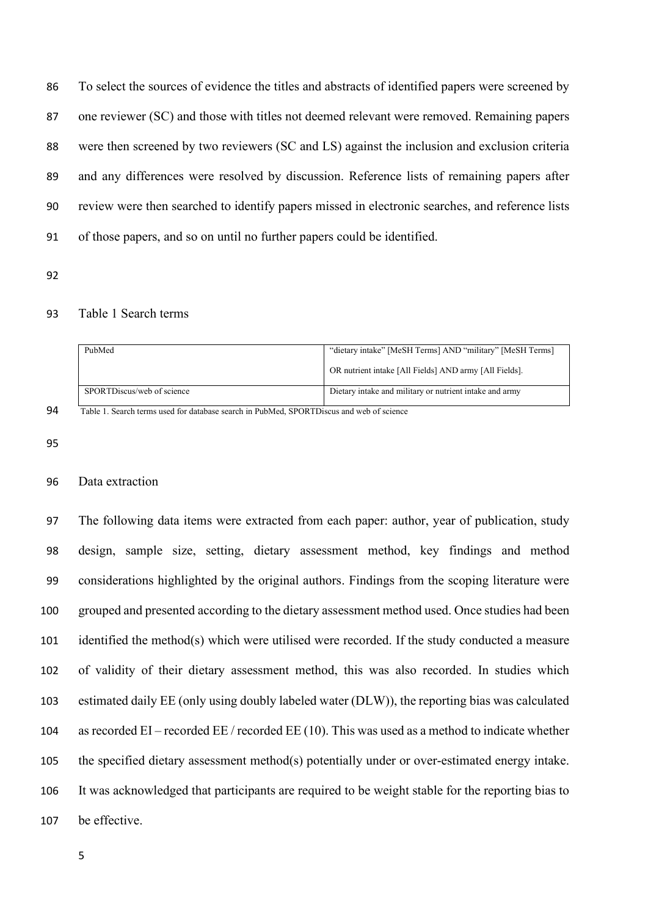To select the sources of evidence the titles and abstracts of identified papers were screened by one reviewer (SC) and those with titles not deemed relevant were removed. Remaining papers were then screened by two reviewers (SC and LS) against the inclusion and exclusion criteria and any differences were resolved by discussion. Reference lists of remaining papers after review were then searched to identify papers missed in electronic searches, and reference lists of those papers, and so on until no further papers could be identified.

Table 1 Search terms

| | |
|---|---|
| PubMed | "dietary intake" [MeSH Terms] AND "military" [MeSH Terms] OR nutrient intake [All Fields] AND army [All Fields]. |
| SPORTDiscus/web of science | Dietary intake and military or nutrient intake and army |

Table 1. Search terms used for database search in PubMed, SPORTDiscus and web of science

## Data extraction

The following data items were extracted from each paper: author, year of publication, study design, sample size, setting, dietary assessment method, key findings and method considerations highlighted by the original authors. Findings from the scoping literature were grouped and presented according to the dietary assessment method used. Once studies had been identified the method(s) which were utilised were recorded. If the study conducted a measure of validity of their dietary assessment method, this was also recorded. In studies which estimated daily EE (only using doubly labeled water (DLW)), the reporting bias was calculated as recorded EI – recorded EE / recorded EE (10). This was used as a method to indicate whether the specified dietary assessment method(s) potentially under or over-estimated energy intake. It was acknowledged that participants are required to be weight stable for the reporting bias to be effective.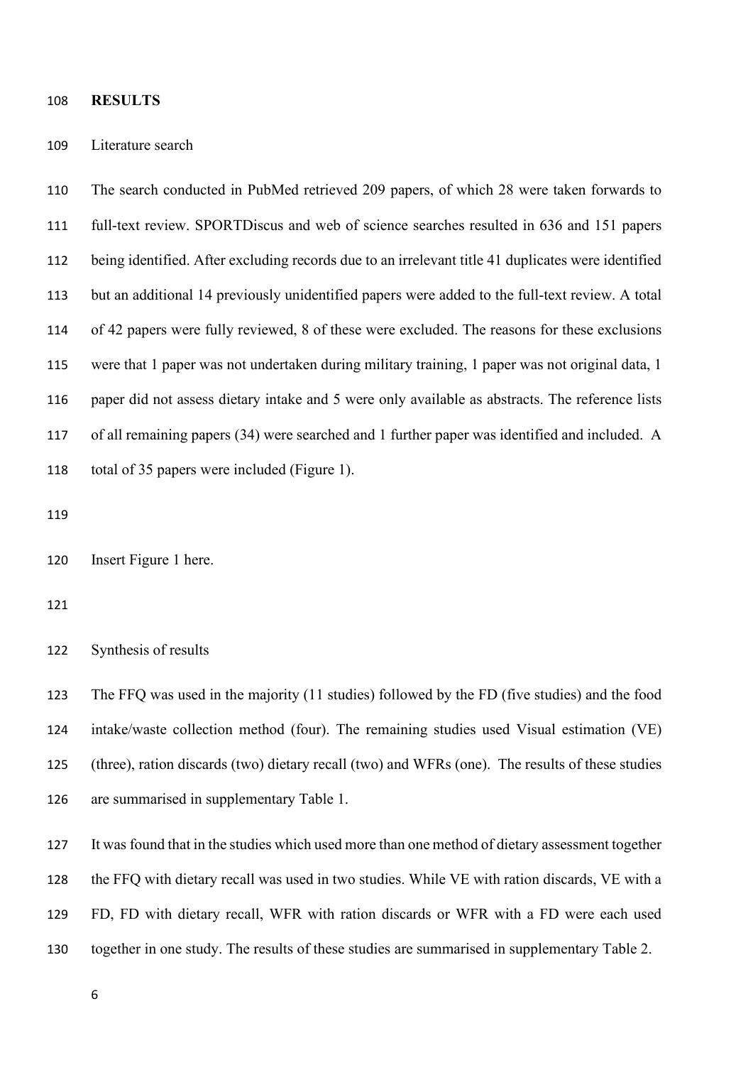## RESULTS

Literature search

The search conducted in PubMed retrieved 209 papers, of which 28 were taken forwards to full-text review. SPORTDiscus and web of science searches resulted in 636 and 151 papers being identified. After excluding records due to an irrelevant title 41 duplicates were identified but an additional 14 previously unidentified papers were added to the full-text review. A total of 42 papers were fully reviewed, 8 of these were excluded. The reasons for these exclusions were that 1 paper was not undertaken during military training, 1 paper was not original data, 1 paper did not assess dietary intake and 5 were only available as abstracts. The reference lists of all remaining papers (34) were searched and 1 further paper was identified and included. A total of 35 papers were included (Figure 1).

Insert Figure 1 here.

Synthesis of results

The FFQ was used in the majority (11 studies) followed by the FD (five studies) and the food intake/waste collection method (four). The remaining studies used Visual estimation (VE) (three), ration discards (two) dietary recall (two) and WFRs (one). The results of these studies are summarised in supplementary Table 1.

It was found that in the studies which used more than one method of dietary assessment together the FFQ with dietary recall was used in two studies. While VE with ration discards, VE with a FD, FD with dietary recall, WFR with ration discards or WFR with a FD were each used together in one study. The results of these studies are summarised in supplementary Table 2.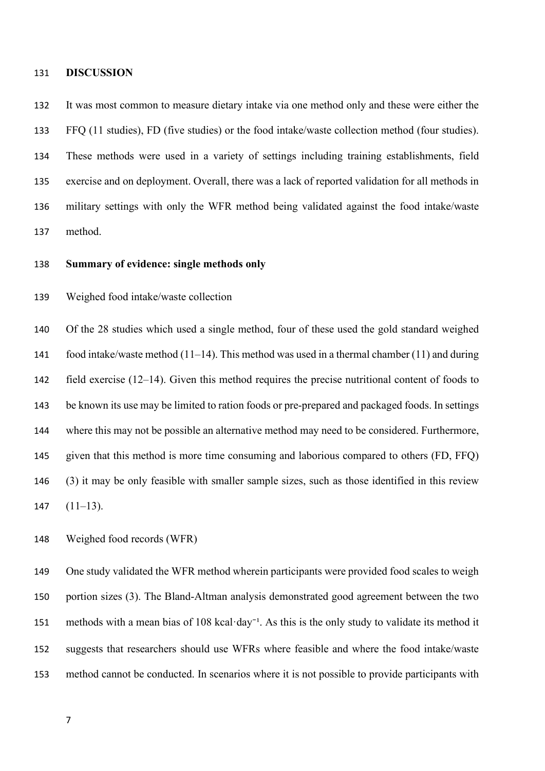## DISCUSSION

It was most common to measure dietary intake via one method only and these were either the FFQ (11 studies), FD (five studies) or the food intake/waste collection method (four studies). These methods were used in a variety of settings including training establishments, field exercise and on deployment. Overall, there was a lack of reported validation for all methods in military settings with only the WFR method being validated against the food intake/waste method.

### Summary of evidence: single methods only

Weighed food intake/waste collection

Of the 28 studies which used a single method, four of these used the gold standard weighed food intake/waste method (11–14). This method was used in a thermal chamber (11) and during field exercise (12–14). Given this method requires the precise nutritional content of foods to be known its use may be limited to ration foods or pre-prepared and packaged foods. In settings where this may not be possible an alternative method may need to be considered. Furthermore, given that this method is more time consuming and laborious compared to others (FD, FFQ) (3) it may be only feasible with smaller sample sizes, such as those identified in this review (11–13).

Weighed food records (WFR)

One study validated the WFR method wherein participants were provided food scales to weigh portion sizes (3). The Bland-Altman analysis demonstrated good agreement between the two methods with a mean bias of 108 kcal·day$^{-1}$. As this is the only study to validate its method it suggests that researchers should use WFRs where feasible and where the food intake/waste method cannot be conducted. In scenarios where it is not possible to provide participants with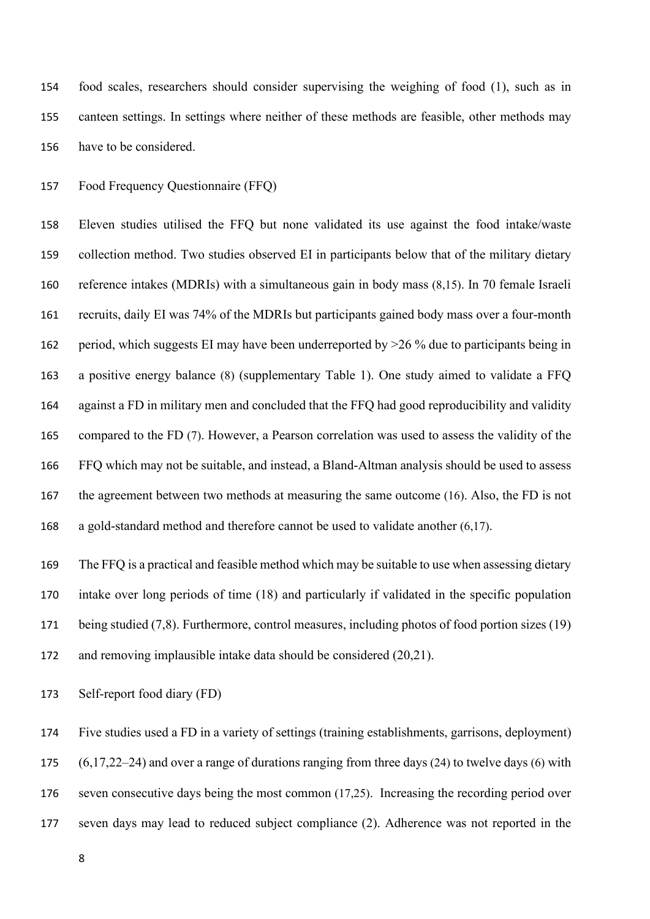food scales, researchers should consider supervising the weighing of food (1), such as in canteen settings. In settings where neither of these methods are feasible, other methods may have to be considered.

### Food Frequency Questionnaire (FFQ)

Eleven studies utilised the FFQ but none validated its use against the food intake/waste collection method. Two studies observed EI in participants below that of the military dietary reference intakes (MDRIs) with a simultaneous gain in body mass (8,15). In 70 female Israeli recruits, daily EI was 74% of the MDRIs but participants gained body mass over a four-month period, which suggests EI may have been underreported by >26 % due to participants being in a positive energy balance (8) (supplementary Table 1). One study aimed to validate a FFQ against a FD in military men and concluded that the FFQ had good reproducibility and validity compared to the FD (7). However, a Pearson correlation was used to assess the validity of the FFQ which may not be suitable, and instead, a Bland-Altman analysis should be used to assess the agreement between two methods at measuring the same outcome (16). Also, the FD is not a gold-standard method and therefore cannot be used to validate another (6,17).

The FFQ is a practical and feasible method which may be suitable to use when assessing dietary intake over long periods of time (18) and particularly if validated in the specific population being studied (7,8). Furthermore, control measures, including photos of food portion sizes (19) and removing implausible intake data should be considered (20,21).

### Self-report food diary (FD)

Five studies used a FD in a variety of settings (training establishments, garrisons, deployment) (6,17,22–24) and over a range of durations ranging from three days (24) to twelve days (6) with seven consecutive days being the most common (17,25). Increasing the recording period over seven days may lead to reduced subject compliance (2). Adherence was not reported in the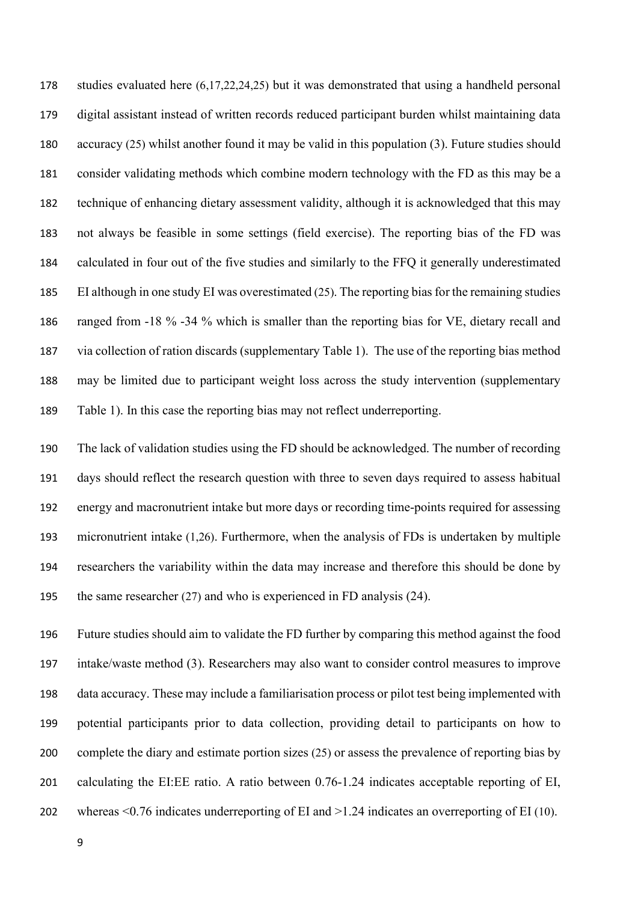studies evaluated here (6,17,22,24,25) but it was demonstrated that using a handheld personal digital assistant instead of written records reduced participant burden whilst maintaining data accuracy (25) whilst another found it may be valid in this population (3). Future studies should consider validating methods which combine modern technology with the FD as this may be a technique of enhancing dietary assessment validity, although it is acknowledged that this may not always be feasible in some settings (field exercise). The reporting bias of the FD was calculated in four out of the five studies and similarly to the FFQ it generally underestimated EI although in one study EI was overestimated (25). The reporting bias for the remaining studies ranged from -18 % -34 % which is smaller than the reporting bias for VE, dietary recall and via collection of ration discards (supplementary Table 1). The use of the reporting bias method may be limited due to participant weight loss across the study intervention (supplementary Table 1). In this case the reporting bias may not reflect underreporting.

The lack of validation studies using the FD should be acknowledged. The number of recording days should reflect the research question with three to seven days required to assess habitual energy and macronutrient intake but more days or recording time-points required for assessing micronutrient intake (1,26). Furthermore, when the analysis of FDs is undertaken by multiple researchers the variability within the data may increase and therefore this should be done by the same researcher (27) and who is experienced in FD analysis (24).

Future studies should aim to validate the FD further by comparing this method against the food intake/waste method (3). Researchers may also want to consider control measures to improve data accuracy. These may include a familiarisation process or pilot test being implemented with potential participants prior to data collection, providing detail to participants on how to complete the diary and estimate portion sizes (25) or assess the prevalence of reporting bias by calculating the EI:EE ratio. A ratio between 0.76-1.24 indicates acceptable reporting of EI, whereas <0.76 indicates underreporting of EI and >1.24 indicates an overreporting of EI (10).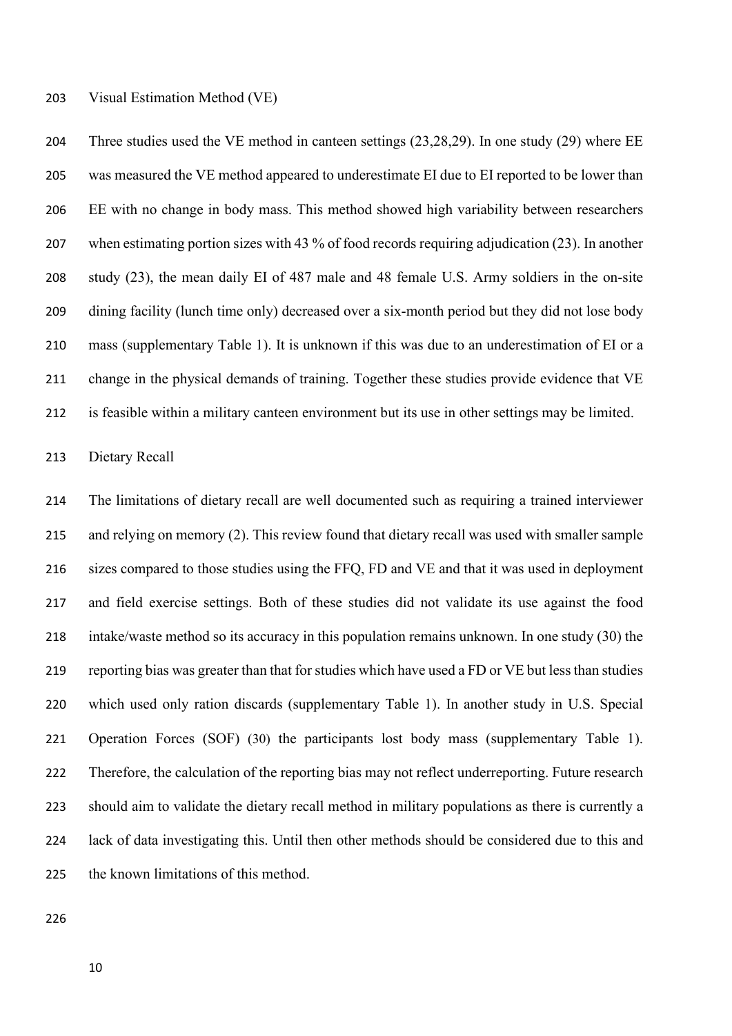### Visual Estimation Method (VE)

Three studies used the VE method in canteen settings (23,28,29). In one study (29) where EE was measured the VE method appeared to underestimate EI due to EI reported to be lower than EE with no change in body mass. This method showed high variability between researchers when estimating portion sizes with 43 % of food records requiring adjudication (23). In another study (23), the mean daily EI of 487 male and 48 female U.S. Army soldiers in the on-site dining facility (lunch time only) decreased over a six-month period but they did not lose body mass (supplementary Table 1). It is unknown if this was due to an underestimation of EI or a change in the physical demands of training. Together these studies provide evidence that VE is feasible within a military canteen environment but its use in other settings may be limited.

### Dietary Recall

The limitations of dietary recall are well documented such as requiring a trained interviewer and relying on memory (2). This review found that dietary recall was used with smaller sample sizes compared to those studies using the FFQ, FD and VE and that it was used in deployment and field exercise settings. Both of these studies did not validate its use against the food intake/waste method so its accuracy in this population remains unknown. In one study (30) the reporting bias was greater than that for studies which have used a FD or VE but less than studies which used only ration discards (supplementary Table 1). In another study in U.S. Special Operation Forces (SOF) (30) the participants lost body mass (supplementary Table 1). Therefore, the calculation of the reporting bias may not reflect underreporting. Future research should aim to validate the dietary recall method in military populations as there is currently a lack of data investigating this. Until then other methods should be considered due to this and the known limitations of this method.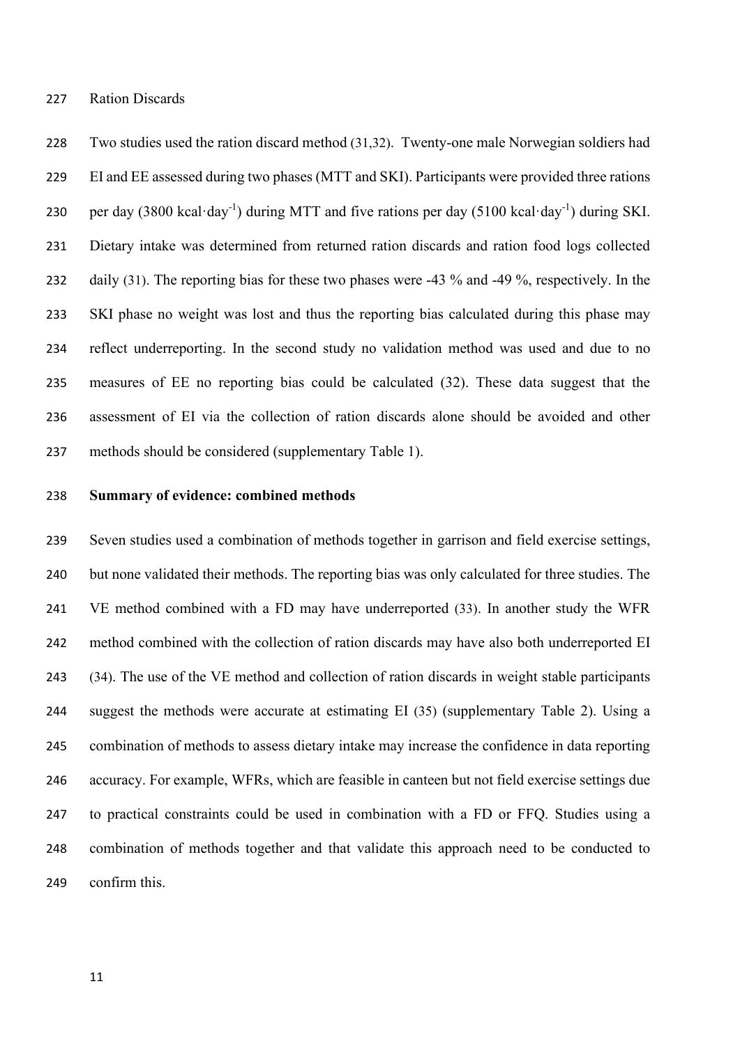Ration Discards

Two studies used the ration discard method (31,32). Twenty-one male Norwegian soldiers had EI and EE assessed during two phases (MTT and SKI). Participants were provided three rations per day (3800 kcal·day$^{-1}$) during MTT and five rations per day (5100 kcal·day$^{-1}$) during SKI. Dietary intake was determined from returned ration discards and ration food logs collected daily (31). The reporting bias for these two phases were -43 % and -49 %, respectively. In the SKI phase no weight was lost and thus the reporting bias calculated during this phase may reflect underreporting. In the second study no validation method was used and due to no measures of EE no reporting bias could be calculated (32). These data suggest that the assessment of EI via the collection of ration discards alone should be avoided and other methods should be considered (supplementary Table 1).

**Summary of evidence: combined methods**

Seven studies used a combination of methods together in garrison and field exercise settings, but none validated their methods. The reporting bias was only calculated for three studies. The VE method combined with a FD may have underreported (33). In another study the WFR method combined with the collection of ration discards may have also both underreported EI (34). The use of the VE method and collection of ration discards in weight stable participants suggest the methods were accurate at estimating EI (35) (supplementary Table 2). Using a combination of methods to assess dietary intake may increase the confidence in data reporting accuracy. For example, WFRs, which are feasible in canteen but not field exercise settings due to practical constraints could be used in combination with a FD or FFQ. Studies using a combination of methods together and that validate this approach need to be conducted to confirm this.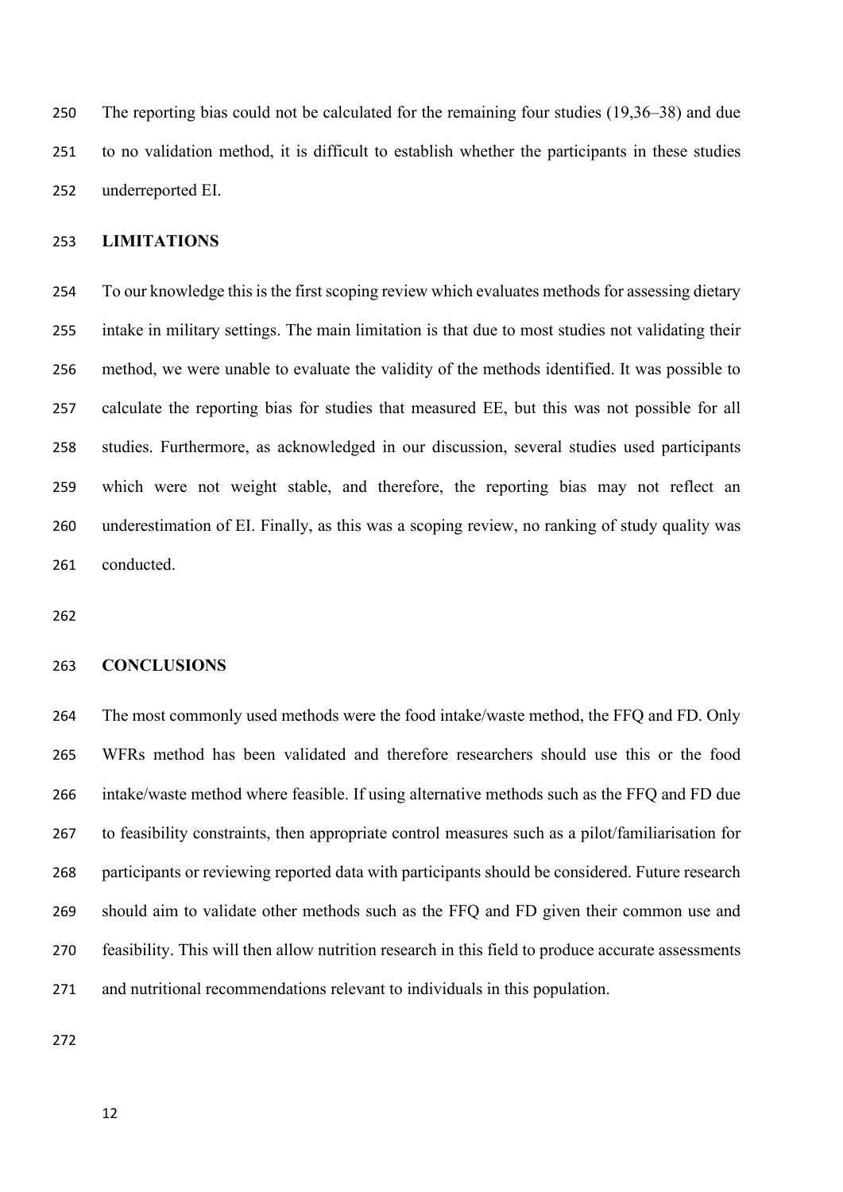The reporting bias could not be calculated for the remaining four studies (19,36–38) and due to no validation method, it is difficult to establish whether the participants in these studies underreported EI.

## LIMITATIONS

To our knowledge this is the first scoping review which evaluates methods for assessing dietary intake in military settings. The main limitation is that due to most studies not validating their method, we were unable to evaluate the validity of the methods identified. It was possible to calculate the reporting bias for studies that measured EE, but this was not possible for all studies. Furthermore, as acknowledged in our discussion, several studies used participants which were not weight stable, and therefore, the reporting bias may not reflect an underestimation of EI. Finally, as this was a scoping review, no ranking of study quality was conducted.

## CONCLUSIONS

The most commonly used methods were the food intake/waste method, the FFQ and FD. Only WFRs method has been validated and therefore researchers should use this or the food intake/waste method where feasible. If using alternative methods such as the FFQ and FD due to feasibility constraints, then appropriate control measures such as a pilot/familiarisation for participants or reviewing reported data with participants should be considered. Future research should aim to validate other methods such as the FFQ and FD given their common use and feasibility. This will then allow nutrition research in this field to produce accurate assessments and nutritional recommendations relevant to individuals in this population.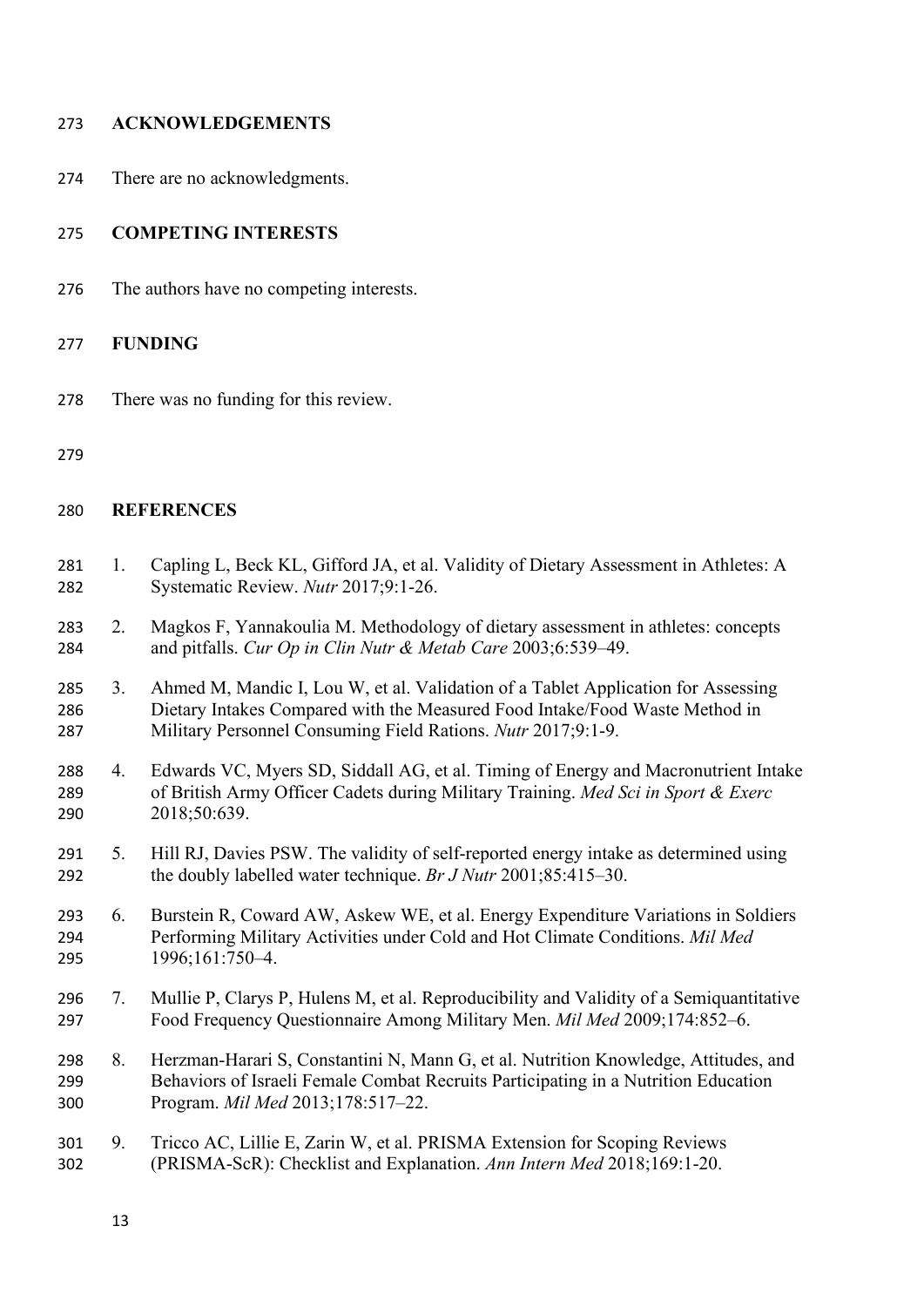## ACKNOWLEDGEMENTS

There are no acknowledgments.

## COMPETING INTERESTS

The authors have no competing interests.

## FUNDING

There was no funding for this review.

## REFERENCES

1. Capling L, Beck KL, Gifford JA, et al. Validity of Dietary Assessment in Athletes: A Systematic Review. *Nutr* 2017;9:1-26.
2. Magkos F, Yannakoulia M. Methodology of dietary assessment in athletes: concepts and pitfalls. *Cur Op in Clin Nutr & Metab Care* 2003;6:539–49.
3. Ahmed M, Mandic I, Lou W, et al. Validation of a Tablet Application for Assessing Dietary Intakes Compared with the Measured Food Intake/Food Waste Method in Military Personnel Consuming Field Rations. *Nutr* 2017;9:1-9.
4. Edwards VC, Myers SD, Siddall AG, et al. Timing of Energy and Macronutrient Intake of British Army Officer Cadets during Military Training. *Med Sci in Sport & Exerc* 2018;50:639.
5. Hill RJ, Davies PSW. The validity of self-reported energy intake as determined using the doubly labelled water technique. *Br J Nutr* 2001;85:415–30.
6. Burstein R, Coward AW, Askew WE, et al. Energy Expenditure Variations in Soldiers Performing Military Activities under Cold and Hot Climate Conditions. *Mil Med* 1996;161:750–4.
7. Mullie P, Clarys P, Hulens M, et al. Reproducibility and Validity of a Semiquantitative Food Frequency Questionnaire Among Military Men. *Mil Med* 2009;174:852–6.
8. Herzman-Harari S, Constantini N, Mann G, et al. Nutrition Knowledge, Attitudes, and Behaviors of Israeli Female Combat Recruits Participating in a Nutrition Education Program. *Mil Med* 2013;178:517–22.
9. Tricco AC, Lillie E, Zarin W, et al. PRISMA Extension for Scoping Reviews (PRISMA-ScR): Checklist and Explanation. *Ann Intern Med* 2018;169:1-20.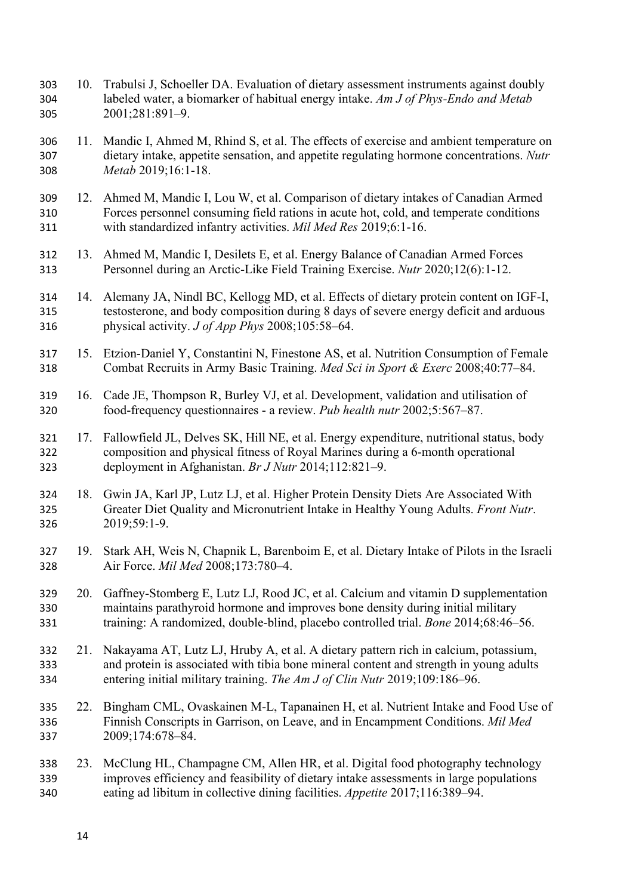10. Trabulsi J, Schoeller DA. Evaluation of dietary assessment instruments against doubly labeled water, a biomarker of habitual energy intake. *Am J of Phys-Endo and Metab* 2001;281:891–9.

11. Mandic I, Ahmed M, Rhind S, et al. The effects of exercise and ambient temperature on dietary intake, appetite sensation, and appetite regulating hormone concentrations. *Nutr Metab* 2019;16:1-18.

12. Ahmed M, Mandic I, Lou W, et al. Comparison of dietary intakes of Canadian Armed Forces personnel consuming field rations in acute hot, cold, and temperate conditions with standardized infantry activities. *Mil Med Res* 2019;6:1-16.

13. Ahmed M, Mandic I, Desilets E, et al. Energy Balance of Canadian Armed Forces Personnel during an Arctic-Like Field Training Exercise. *Nutr* 2020;12(6):1-12.

14. Alemany JA, Nindl BC, Kellogg MD, et al. Effects of dietary protein content on IGF-I, testosterone, and body composition during 8 days of severe energy deficit and arduous physical activity. *J of App Phys* 2008;105:58–64.

15. Etzion-Daniel Y, Constantini N, Finestone AS, et al. Nutrition Consumption of Female Combat Recruits in Army Basic Training. *Med Sci in Sport & Exerc* 2008;40:77–84.

16. Cade JE, Thompson R, Burley VJ, et al. Development, validation and utilisation of food-frequency questionnaires - a review. *Pub health nutr* 2002;5:567–87.

17. Fallowfield JL, Delves SK, Hill NE, et al. Energy expenditure, nutritional status, body composition and physical fitness of Royal Marines during a 6-month operational deployment in Afghanistan. *Br J Nutr* 2014;112:821–9.

18. Gwin JA, Karl JP, Lutz LJ, et al. Higher Protein Density Diets Are Associated With Greater Diet Quality and Micronutrient Intake in Healthy Young Adults. *Front Nutr*. 2019;59:1-9.

19. Stark AH, Weis N, Chapnik L, Barenboim E, et al. Dietary Intake of Pilots in the Israeli Air Force. *Mil Med* 2008;173:780–4.

20. Gaffney-Stomberg E, Lutz LJ, Rood JC, et al. Calcium and vitamin D supplementation maintains parathyroid hormone and improves bone density during initial military training: A randomized, double-blind, placebo controlled trial. *Bone* 2014;68:46–56.

21. Nakayama AT, Lutz LJ, Hruby A, et al. A dietary pattern rich in calcium, potassium, and protein is associated with tibia bone mineral content and strength in young adults entering initial military training. *The Am J of Clin Nutr* 2019;109:186–96.

22. Bingham CML, Ovaskainen M-L, Tapanainen H, et al. Nutrient Intake and Food Use of Finnish Conscripts in Garrison, on Leave, and in Encampment Conditions. *Mil Med* 2009;174:678–84.

23. McClung HL, Champagne CM, Allen HR, et al. Digital food photography technology improves efficiency and feasibility of dietary intake assessments in large populations eating ad libitum in collective dining facilities. *Appetite* 2017;116:389–94.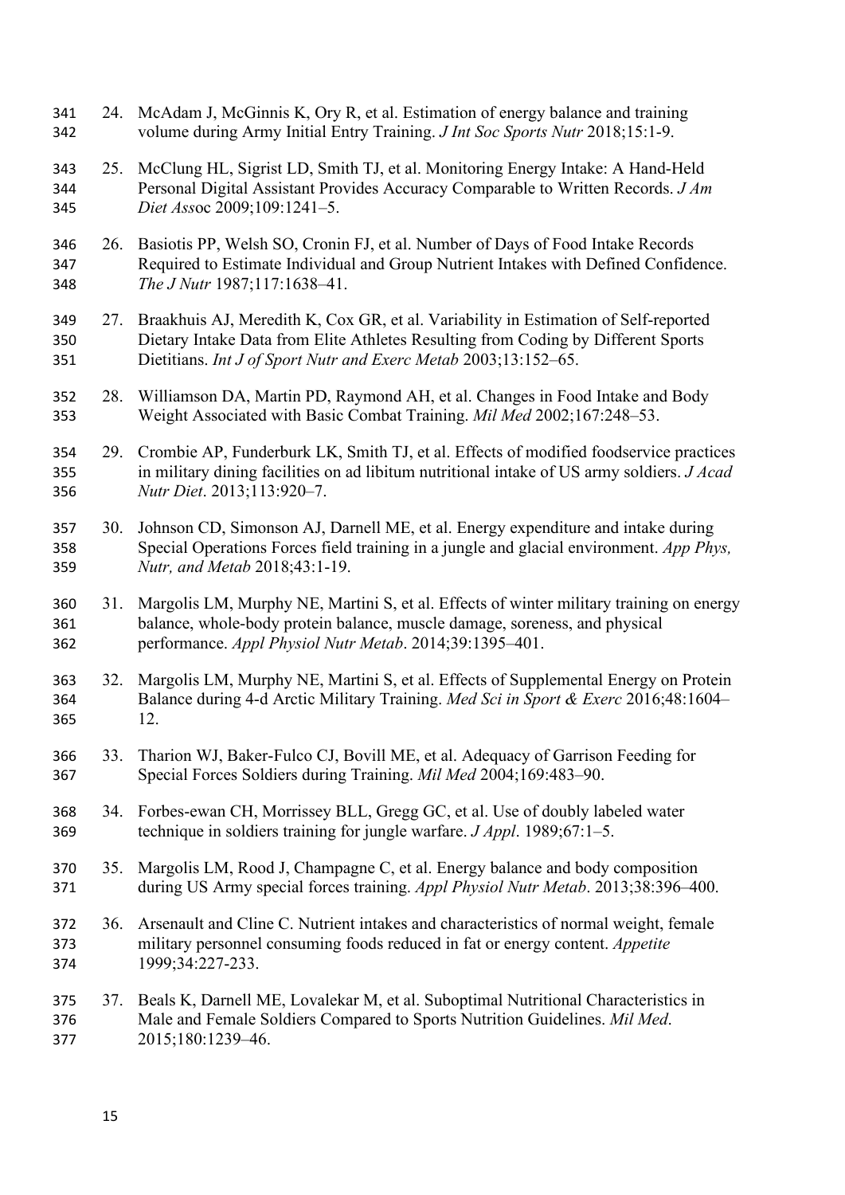24. McAdam J, McGinnis K, Ory R, et al. Estimation of energy balance and training volume during Army Initial Entry Training. *J Int Soc Sports Nutr* 2018;15:1-9.

25. McClung HL, Sigrist LD, Smith TJ, et al. Monitoring Energy Intake: A Hand-Held Personal Digital Assistant Provides Accuracy Comparable to Written Records. *J Am Diet Ass*oc 2009;109:1241–5.

26. Basiotis PP, Welsh SO, Cronin FJ, et al. Number of Days of Food Intake Records Required to Estimate Individual and Group Nutrient Intakes with Defined Confidence. *The J Nutr* 1987;117:1638–41.

27. Braakhuis AJ, Meredith K, Cox GR, et al. Variability in Estimation of Self-reported Dietary Intake Data from Elite Athletes Resulting from Coding by Different Sports Dietitians. *Int J of Sport Nutr and Exerc Metab* 2003;13:152–65.

28. Williamson DA, Martin PD, Raymond AH, et al. Changes in Food Intake and Body Weight Associated with Basic Combat Training. *Mil Med* 2002;167:248–53.

29. Crombie AP, Funderburk LK, Smith TJ, et al. Effects of modified foodservice practices in military dining facilities on ad libitum nutritional intake of US army soldiers. *J Acad Nutr Diet*. 2013;113:920–7.

30. Johnson CD, Simonson AJ, Darnell ME, et al. Energy expenditure and intake during Special Operations Forces field training in a jungle and glacial environment. *App Phys, Nutr, and Metab* 2018;43:1-19.

31. Margolis LM, Murphy NE, Martini S, et al. Effects of winter military training on energy balance, whole-body protein balance, muscle damage, soreness, and physical performance. *Appl Physiol Nutr Metab*. 2014;39:1395–401.

32. Margolis LM, Murphy NE, Martini S, et al. Effects of Supplemental Energy on Protein Balance during 4-d Arctic Military Training. *Med Sci in Sport & Exerc* 2016;48:1604–12.

33. Tharion WJ, Baker-Fulco CJ, Bovill ME, et al. Adequacy of Garrison Feeding for Special Forces Soldiers during Training. *Mil Med* 2004;169:483–90.

34. Forbes-ewan CH, Morrissey BLL, Gregg GC, et al. Use of doubly labeled water technique in soldiers training for jungle warfare. *J Appl*. 1989;67:1–5.

35. Margolis LM, Rood J, Champagne C, et al. Energy balance and body composition during US Army special forces training. *Appl Physiol Nutr Metab*. 2013;38:396–400.

36. Arsenault and Cline C. Nutrient intakes and characteristics of normal weight, female military personnel consuming foods reduced in fat or energy content. *Appetite* 1999;34:227-233.

37. Beals K, Darnell ME, Lovalekar M, et al. Suboptimal Nutritional Characteristics in Male and Female Soldiers Compared to Sports Nutrition Guidelines. *Mil Med*. 2015;180:1239–46.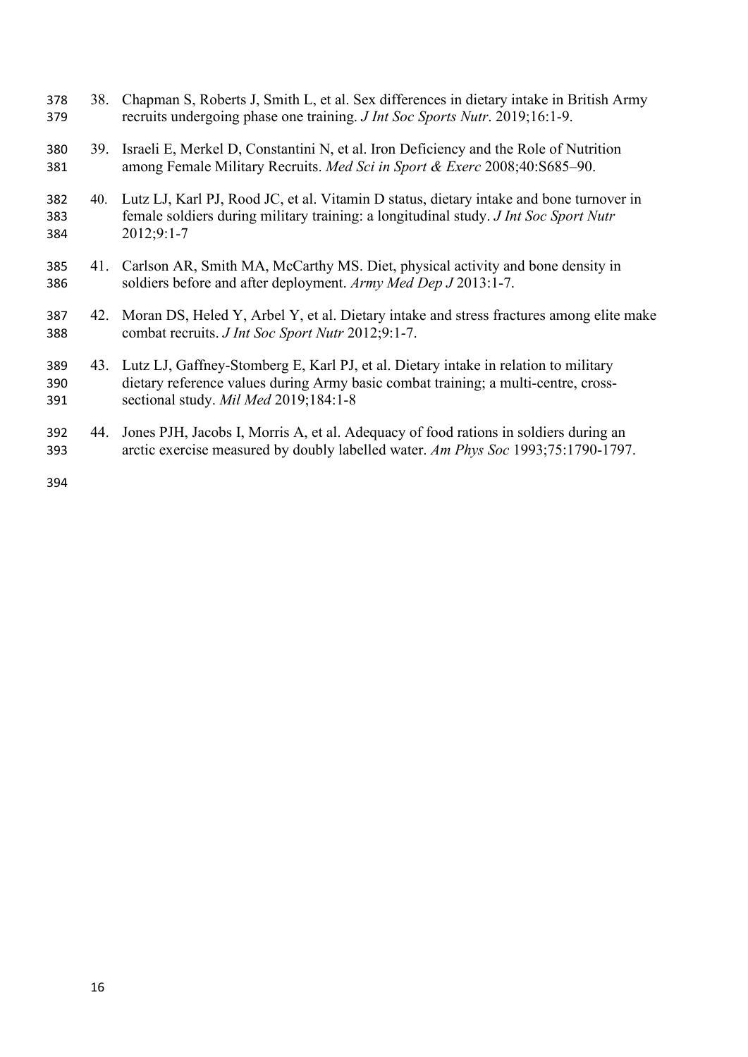38. Chapman S, Roberts J, Smith L, et al. Sex differences in dietary intake in British Army recruits undergoing phase one training. *J Int Soc Sports Nutr*. 2019;16:1-9.

39. Israeli E, Merkel D, Constantini N, et al. Iron Deficiency and the Role of Nutrition among Female Military Recruits. *Med Sci in Sport & Exerc* 2008;40:S685–90.

40. Lutz LJ, Karl PJ, Rood JC, et al. Vitamin D status, dietary intake and bone turnover in female soldiers during military training: a longitudinal study. *J Int Soc Sport Nutr* 2012;9:1-7

41. Carlson AR, Smith MA, McCarthy MS. Diet, physical activity and bone density in soldiers before and after deployment. *Army Med Dep J* 2013:1-7.

42. Moran DS, Heled Y, Arbel Y, et al. Dietary intake and stress fractures among elite make combat recruits. *J Int Soc Sport Nutr* 2012;9:1-7.

43. Lutz LJ, Gaffney-Stomberg E, Karl PJ, et al. Dietary intake in relation to military dietary reference values during Army basic combat training; a multi-centre, cross-sectional study. *Mil Med* 2019;184:1-8

44. Jones PJH, Jacobs I, Morris A, et al. Adequacy of food rations in soldiers during an arctic exercise measured by doubly labelled water. *Am Phys Soc* 1993;75:1790-1797.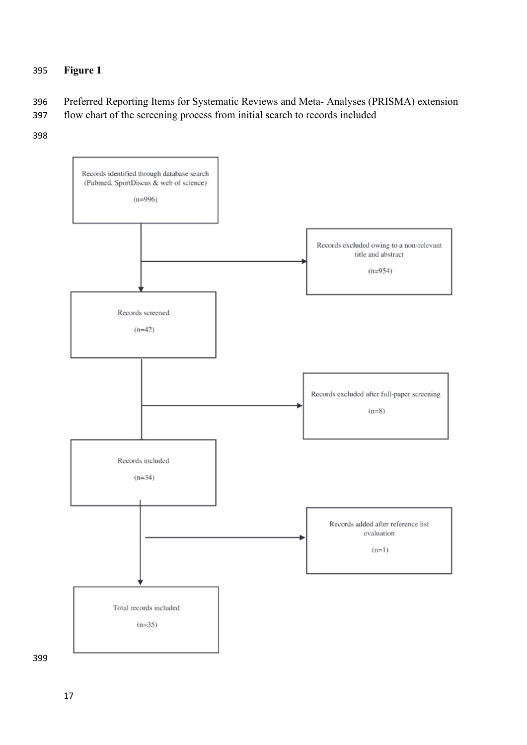**Figure 1**

Preferred Reporting Items for Systematic Reviews and Meta- Analyses (PRISMA) extension flow chart of the screening process from initial search to records included

Records identified through database search (Pubmed, SportDiscus & web of science)

(n=996)

Records excluded owing to a non-relevant title and abstract

(n=954)

Records screened

(n=42)

Records excluded after full-paper screening

(n=8)

Records included

(n=34)

Records added after reference list evaluation

(n=1)

Total records included

(n=35)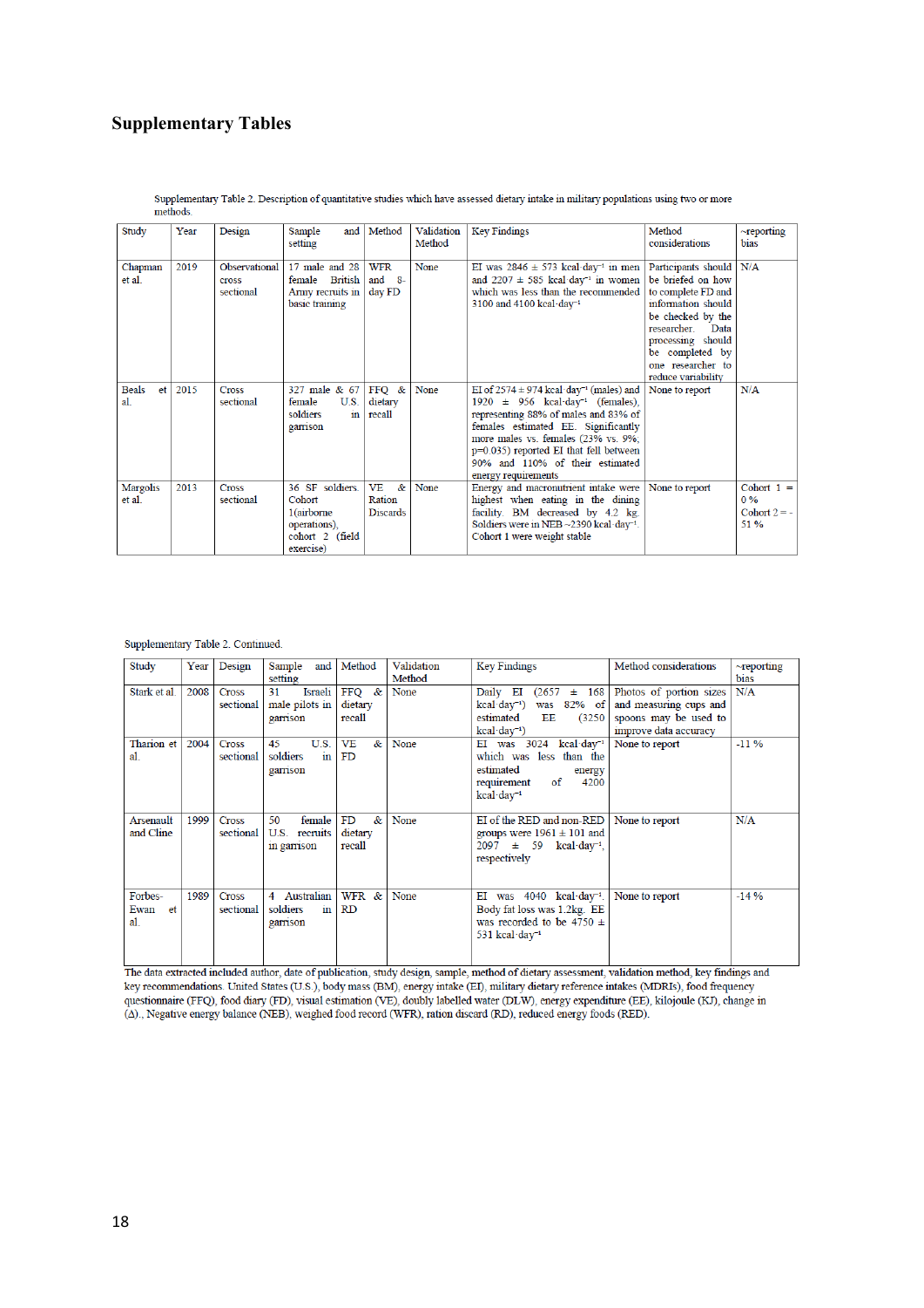# Supplementary Tables

Supplementary Table 2. Description of quantitative studies which have assessed dietary intake in military populations using two or more methods.

| Study | Year | Design | Sample and setting | Method | Validation Method | Key Findings | Method considerations | ~reporting bias |
|---|---|---|---|---|---|---|---|---|
| Chapman et al. | 2019 | Observational cross sectional | 17 male and 28 female British Army recruits in basic training | WFR and 8-day FD | None | EI was 2846 ± 573 kcal·day⁻¹ in men and 2207 ± 585 kcal·day⁻¹ in women which was less than the recommended 3100 and 4100 kcal·day⁻¹ | Participants should be briefed on how to complete FD and information should be checked by the researcher. Data processing should be completed by one researcher to reduce variability | N/A |
| Beals et al. | 2015 | Cross sectional | 327 male & 67 female U.S. soldiers in garrison | FFQ & dietary recall | None | EI of 2574 ± 974 kcal·day⁻¹ (males) and 1920 ± 956 kcal·day⁻¹ (females), representing 88% of males and 83% of females estimated EE. Significantly more males vs. females (23% vs. 9%, p=0.035) reported EI that fell between 90% and 110% of their estimated energy requirements | None to report | N/A |
| Margolis et al. | 2013 | Cross sectional | 36 SF soldiers. Cohort 1(airborne operations), cohort 2 (field exercise) | VE & Ration Discards | None | Energy and macronutrient intake were highest when eating in the dining facility. BM decreased by 4.2 kg. Soldiers were in NEB ~2390 kcal·day⁻¹. Cohort 1 were weight stable | None to report | Cohort 1 = 0 % Cohort 2 = - 51 % |
| Stark et al. | 2008 | Cross sectional | 31 Israeli male pilots in garrison | FFQ & dietary recall | None | Daily EI (2657 ± 168 kcal·day⁻¹) was 82% of estimated EE (3250 kcal·day⁻¹) | Photos of portion sizes and measuring cups and spoons may be used to improve data accuracy | N/A |
| Tharion et al. | 2004 | Cross sectional | 45 U.S. soldiers in garrison | VE & FD | None | EI was 3024 kcal·day⁻¹ which was less than the estimated energy requirement of 4200 kcal·day⁻¹ | None to report | -11 % |
| Arsenault and Cline | 1999 | Cross sectional | 50 female U.S. recruits in garrison | FD & dietary recall | None | EI of the RED and non-RED groups were 1961 ± 101 and 2097 ± 59 kcal·day⁻¹, respectively | None to report | N/A |
| Forbes-Ewan et al. | 1989 | Cross sectional | 4 Australian soldiers in garrison | WFR & RD | None | EI was 4040 kcal·day⁻¹. Body fat loss was 1.2kg. EE was recorded to be 4750 ± 531 kcal·day⁻¹ | None to report | -14 % |

The data extracted included author, date of publication, study design, sample, method of dietary assessment, validation method, key findings and key recommendations. United States (U.S.), body mass (BM), energy intake (EI), military dietary reference intakes (MDRIs), food frequency questionnaire (FFQ), food diary (FD), visual estimation (VE), doubly labelled water (DLW), energy expenditure (EE), kilojoule (KJ), change in (Δ)., Negative energy balance (NEB), weighed food record (WFR), ration discard (RD), reduced energy foods (RED).